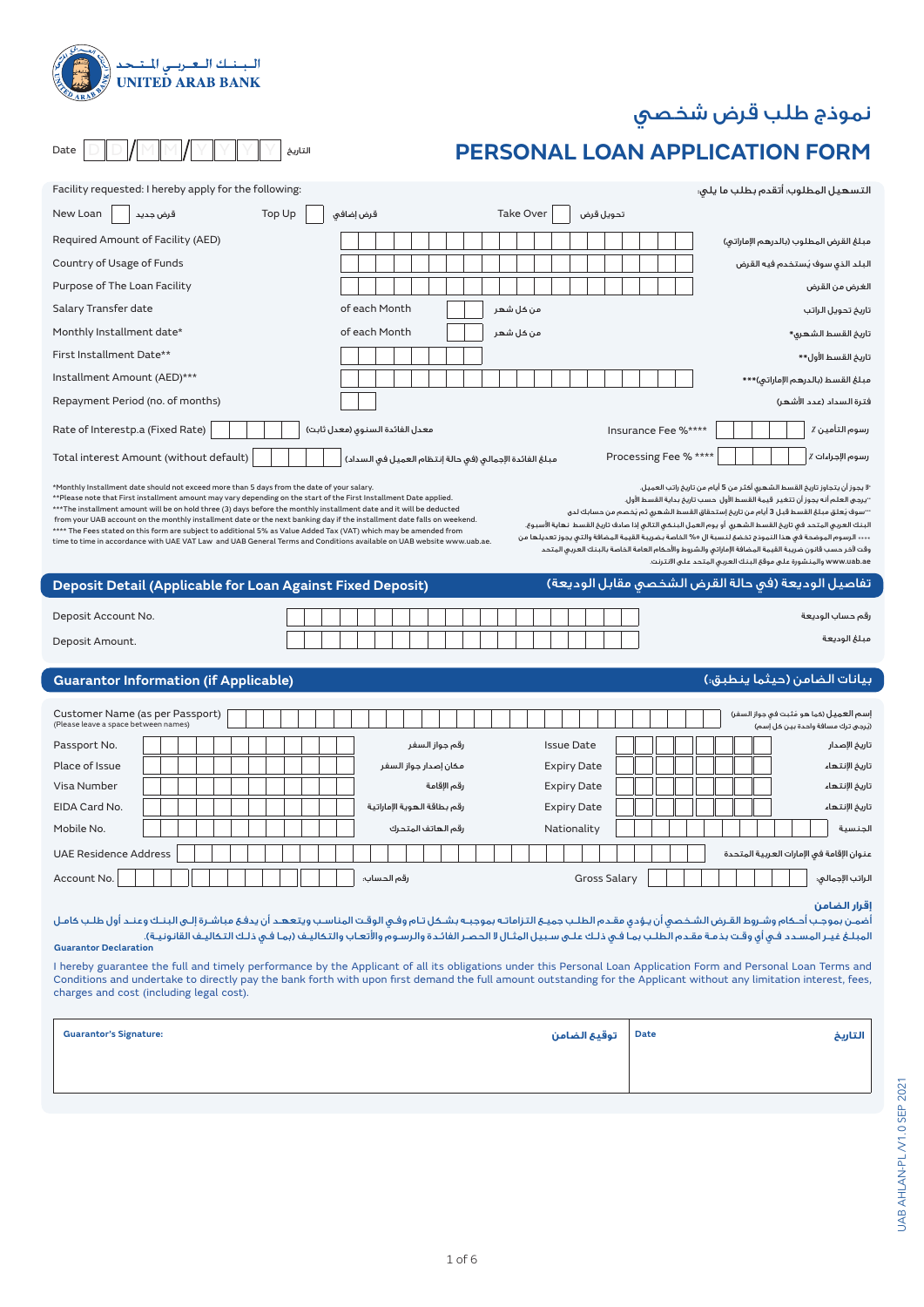البـنـك الـعـربـي المـتـحـد
UNITED ARAB BANK

# نموذج طلب قرض شخصي

# PERSONAL LOAN APPLICATION FORM

Date D D / M M / Y Y Y Y التاريخ

Facility requested: I hereby apply for the following: — التسهيل المطلوب: أتقدم بطلب ما يلي:

| | | |
|---|---|---|
| New Loan ☐ قرض جديد | Top Up ☐ قرض إضافي | Take Over ☐ تحويل قرض |

| Field | | Arabic |
|---|---|---|
| Required Amount of Facility (AED) | | مبلغ القرض المطلوب (بالدرهم الإماراتي) |
| Country of Usage of Funds | | البلد الذي سوف يُستخدم فيه القرض |
| Purpose of The Loan Facility | | الغرض من القرض |
| Salary Transfer date | of each Month ☐☐ من كل شهر | تاريخ تحويل الراتب |
| Monthly Installment date* | of each Month ☐☐ من كل شهر | تاريخ القسط الشهري* |
| First Installment Date** | | تاريخ القسط الأول** |
| Installment Amount (AED)*** | | مبلغ القسط (بالدرهم الإماراتي)*** |
| Repayment Period (no. of months) | | فترة السداد (عدد الأشهر) |

| | |
|---|---|
| Rate of Interestp.a (Fixed Rate) ☐ معدل الفائدة السنوي (معدل ثابت) | Insurance Fee %**** ☐ % رسوم التأمين |
| Total interest Amount (without default) ☐ مبلغ الفائدة الإجمالي (في حالة إنتظام العميل في السداد) | Processing Fee % **** ☐ % رسوم الإجراءات |

*Monthly Installment date should not exceed more than 5 days from the date of your salary.
**Please note that First installment amount may vary depending on the start of the First Installment Date applied.
***The installment amount will be on hold three (3) days before the monthly installment date and it will be deducted from your UAB account on the monthly installment date or the next banking day if the installment date falls on weekend.
**** The Fees stated on this form are subject to additional 5% as Value Added Tax (VAT) which may be amended from time to time in accordance with UAE VAT Law and UAB General Terms and Conditions available on UAB website www.uab.ae.

*لا يجوز أن يتجاوز تاريخ القسط الشهري أكثر من 5 أيام من تاريخ راتب العميل.
**يرجى العلم أنه يجوز أن تتغير قيمة القسط الأول حسب تاريخ بداية القسط الأول.
***سوف يتعلق مبلغ القسط قبل 3 أيام من تاريخ إستحقاق القسط الشهري ثم يخصم من حسابك لدى البنك العربي المتحد في تاريخ القسط الشهري أو يوم العمل البنكي التالي إذا صادف تاريخ القسط نهاية الأسبوع.
**** الرسوم الموضحة في هذا النموذج تخضع لنسبة ال 5% الخاصة بضريبة القيمة المضافة والتي يجوز تعديلها من وقت لآخر حسب قانون ضريبة القيمة المضافة الإماراتي والشروط والأحكام العامة الخاصة بالبنك العربي المتحد والمنشورة على موقع البنك العربي المتحد على الانترنت www.uab.ae.

## Deposit Detail (Applicable for Loan Against Fixed Deposit) — تفاصيل الوديعة (في حالة القرض الشخصي مقابل الوديعة)

| Field | | Arabic |
|---|---|---|
| Deposit Account No. | | رقم حساب الوديعة |
| Deposit Amount. | | مبلغ الوديعة |

## Guarantor Information (if Applicable) — بيانات الضامن (حيثما ينطبق):

Customer Name (as per Passport) (Please leave a space between names) — إسم العميل (كما هو مثبت في جواز السفر) (يرجى ترك مسافة واحدة بين كل إسم)

| | | | |
|---|---|---|---|
| Passport No. رقم جواز السفر | | Issue Date تاريخ الإصدار | |
| Place of Issue مكان إصدار جواز السفر | | Expiry Date تاريخ الإنتهاء | |
| Visa Number رقم الإقامة | | Expiry Date تاريخ الإنتهاء | |
| EIDA Card No. رقم بطاقة الهوية الإماراتية | | Expiry Date تاريخ الإنتهاء | |
| Mobile No. رقم الهاتف المتحرك | | Nationality الجنسية | |

UAE Residence Address — عنوان الإقامة في الإمارات العربية المتحدة

Account No. — رقم الحساب: Gross Salary — الراتب الإجمالي:

### إقرار الضامن

أضمن بموجب أحكام وشروط القرض الشخصي أن يؤدي مقدم الطلب جميع التزاماته بموجبه بشكل تام وفي الوقت المناسب وبتعهد أن يدفع مباشرة إلى البنك وعند أول طلب كامل المبلغ غير المسدد في أي وقت بذمة مقدم الطلب بما في ذلك على سبيل المثال لا الحصر الفائدة والرسوم والأتعاب والتكاليف (بما في ذلك التكاليف القانونية).

### Guarantor Declaration

I hereby guarantee the full and timely performance by the Applicant of all its obligations under this Personal Loan Application Form and Personal Loan Terms and Conditions and undertake to directly pay the bank forth with upon first demand the full amount outstanding for the Applicant without any limitation interest, fees, charges and cost (including legal cost).

| Guarantor's Signature: توقيع الضامن | Date التاريخ |
|---|---|
| | |

UAB AHLAN-PL /V1.0 SEP 2021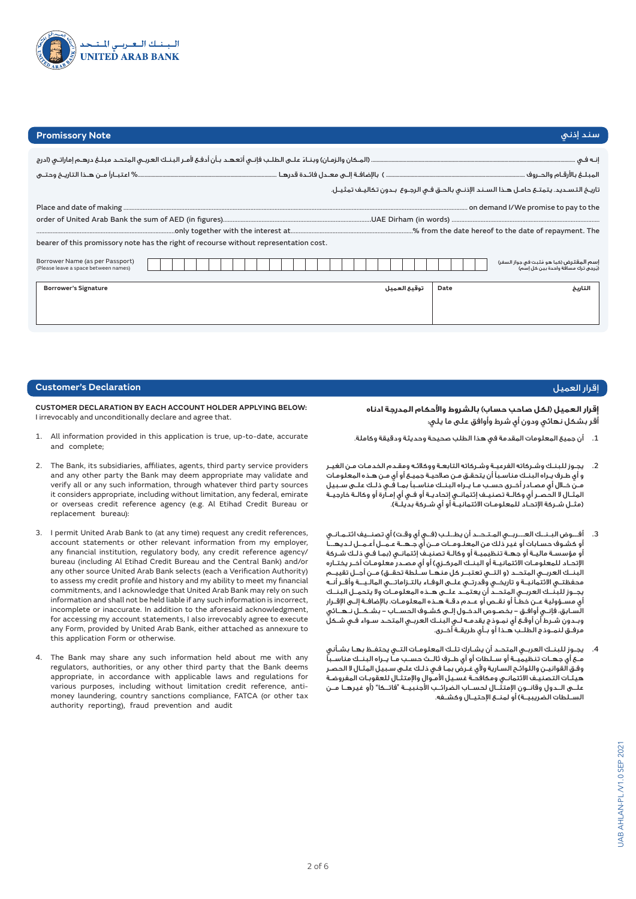## Promissory Note | سند إذني

إنـه فـي ............................................................ (المـكان والزمـان) وبنـاءً علـى الطلـب فإنـي أتعهـد بـأن أدفـع لأمـر البـنـك العربـي المتحـد مبلـغ درهـم إماراتي (ادرج

المبلـغ بالأرقـام والحـروف ............................................ ) بالإضافـة إلـى معـدل فائـدة قدرهـا ............................... % اعتبـاراً مـن هـذا التاريـخ وحتـى

تاريـخ التسـديد. يتمتـع حامـل هـذا السـند الإذنـي بالحـق فـي الرجـوع بـدون تكاليـف تمثيـل.

Place and date of making ............................................................ on demand I/We promise to pay to the order of United Arab Bank the sum of AED (in figures)............................................UAE Dirham (in words) ............................................only together with the interest at............................................% from the date hereof to the date of repayment. The bearer of this promissory note has the right of recourse without representation cost.

Borrower Name (as per Passport) (Please leave a space between names) | إسم المقترض (كما هو مثبت في جواز السفر) (يرجى ترك مسافة واحدة بين كل إسم)

| | | | | | | | | | | | | | | | | | | | | | | | | | | | |
|---|---|---|---|---|---|---|---|---|---|---|---|---|---|---|---|---|---|---|---|---|---|---|---|---|---|---|---|

| Borrower's Signature توقيع العميل | Date التاريخ |
|---|---|
| | |

## Customer's Declaration | إقرار العميل

**CUSTOMER DECLARATION BY EACH ACCOUNT HOLDER APPLYING BELOW:**
I irrevocably and unconditionally declare and agree that.

1. All information provided in this application is true, up-to-date, accurate and complete;
2. The Bank, its subsidiaries, affiliates, agents, third party service providers and any other party the Bank may deem appropriate may validate and verify all or any such information, through whatever third party sources it considers appropriate, including without limitation, any federal, emirate or overseas credit reference agency (e.g. Al Etihad Credit Bureau or replacement bureau):
3. I permit United Arab Bank to (at any time) request any credit references, account statements or other relevant information from my employer, any financial institution, regulatory body, any credit reference agency/bureau (including Al Etihad Credit Bureau and the Central Bank) and/or any other source United Arab Bank selects (each a Verification Authority) to assess my credit profile and history and my ability to meet my financial commitments, and I acknowledge that United Arab Bank may rely on such information and shall not be held liable if any such information is incorrect, incomplete or inaccurate. In addition to the aforesaid acknowledgment, for accessing my account statements, I also irrevocably agree to execute any Form, provided by United Arab Bank, either attached as annexure to this application Form or otherwise.
4. The Bank may share any such information held about me with any regulators, authorities, or any other third party that the Bank deems appropriate, in accordance with applicable laws and regulations for various purposes, including without limitation credit reference, anti-money laundering, country sanctions compliance, FATCA (or other tax authority reporting), fraud prevention and audit

**إقرار العميل (لكل صاحب حساب) بالشروط والأحكام المدرجة ادناه**
أقر بشـكل نهائي ودون أي شرط وأوافق علـى ما يلي:

1. أن جميع المعلومات المقدمة في هذا الطلب صحيحة وحديثة ودقيقة وكاملة.
2. يجـوز للبنـك وشـركاته الفرعيـة وشـركاته التابعـة ووكلائـه ومقـدم الخدمـات مـن الغيـر و أي طـرف يـراه البنـك مناسـباً أن يتحقـق مـن صلاحيـة جميـع أو أي مـن هـذه المعلومـات مـن خـلال أي مصـادر أخـرى حسـب مـا يـراه البنـك مناسـباً بمـا فـي ذلـك علـى سـبيل المثـال لا الحصـر أي وكالـة تصنيـف إئتمانـي إتحاديـة أو فـي أي إمـارة أو وكالـة خارجيـة (مثـل شـركة الإتحـاد للمعلومـات الائتمانيـة أو أي شـركة بديلـة).
3. أفـوض البنـك العـربـي المـتـحـد أن يطـلـب (فـي أي وقـت) أي تصنـيف ائتمـانـي أو كشـوف حسـابات أو غيـر ذلـك من المعلـومـات مــن أي جـهـة عـمـل أعـمـل لـديهـا أو مؤسسـة ماليـة أو جهـة تنظيميـة أو وكالـة تصنيـف إئتمانـي (بمـا فـي ذلـك شـركة الإتحـاد للمعلومـات الائتمانيـة أو البنـك المركـزي) أو أي مصـدر معلومـات آخـر يختـاره البنـك العربـي المتحـد (و التـي تعتبـر كل منهـا سـلطة تحقـق) مـن أجـل تقييـم محفظتـي الائتمانيـة و تاريخـي وقدرتـي علـى الوفـاء بالتزاماتـي الماليـة وأقـر أنـه يجـوز للبنـك العربـي المتحـد أن يعتمـد علـى هـذه المعلومـات ولا يتحمـل البنـك أي مسـؤولية عـن خطـأ أو نقـص أو عـدم دقـة هـذه المعلومـات. بالإضافـة إلـى الإقرار السـابق، فإنـي أوافـق – بخصـوص الدخـول إلـى كشـوف الحسـاب – بشـكـل نـهـائي وبـدون شـرط أن أوقـع أي نمـوذج يقدمـه لـي البنـك العربـي المتحـد سـواء فـي شـكل مرفـق لنمـوذج الطلـب هـذا أو بـأي طريقـة أخـرى.
4. يجـوز للبنـك العربـي المتحـد أن يشـارك تلـك المعلومـات التـي يحتفـظ بهـا بشـأني مـع أي جهـات تنظيميـة أو سـلطات أو أي طـرف ثالـث حسـب مـا يـراه البنـك مناسـباً وفـق القوانيـن واللوائـح السـارية ولأي غـرض بمـا فـي ذلـك علـى سـبيل المثـال لا الحصـر هيئـات التصنيـف الائتمانـي ومكافحـة غسـيل الأمـوال والإمتثـال للعقوبـات المفروضـة علـى الـدول وقانـون الإمتثـال لحسـاب الضرائـب الأجنبيـة "فاتـكا" (أو غيرهـا مـن السـلطات الضريبيـة) أو لمنـع الإحتيـال وكشـفه.

UAB AHLAN-PL /V1.0 SEP 2021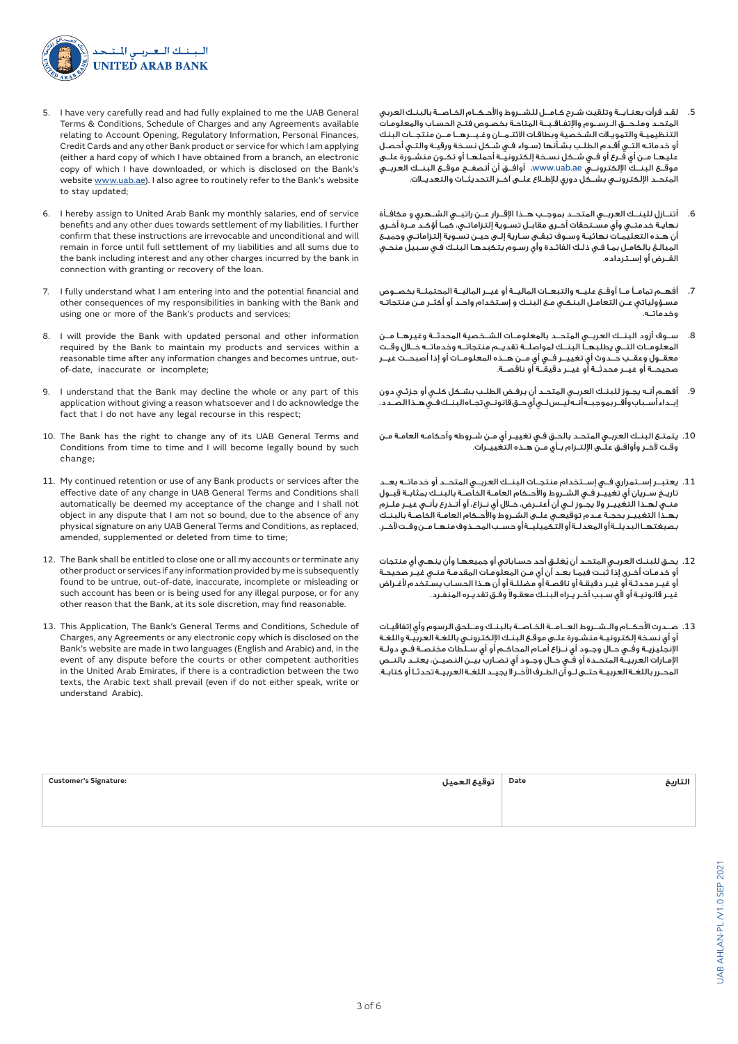5. I have very carefully read and had fully explained to me the UAB General Terms & Conditions, Schedule of Charges and any Agreements available relating to Account Opening, Regulatory Information, Personal Finances, Credit Cards and any other Bank product or service for which I am applying (either a hard copy of which I have obtained from a branch, an electronic copy of which I have downloaded, or which is disclosed on the Bank's website www.uab.ae). I also agree to routinely refer to the Bank's website to stay updated;

6. I hereby assign to United Arab Bank my monthly salaries, end of service benefits and any other dues towards settlement of my liabilities. I further confirm that these instructions are irrevocable and unconditional and will remain in force until full settlement of my liabilities and all sums due to the bank including interest and any other charges incurred by the bank in connection with granting or recovery of the loan.

7. I fully understand what I am entering into and the potential financial and other consequences of my responsibilities in banking with the Bank and using one or more of the Bank's products and services;

8. I will provide the Bank with updated personal and other information required by the Bank to maintain my products and services within a reasonable time after any information changes and becomes untrue, out-of-date, inaccurate or incomplete;

9. I understand that the Bank may decline the whole or any part of this application without giving a reason whatsoever and I do acknowledge the fact that I do not have any legal recourse in this respect;

10. The Bank has the right to change any of its UAB General Terms and Conditions from time to time and I will become legally bound by such change;

11. My continued retention or use of any Bank products or services after the effective date of any change in UAB General Terms and Conditions shall automatically be deemed my acceptance of the change and I shall not object in any dispute that I am not so bound, due to the absence of any physical signature on any UAB General Terms and Conditions, as replaced, amended, supplemented or deleted from time to time;

12. The Bank shall be entitled to close one or all my accounts or terminate any other product or services if any information provided by me is subsequently found to be untrue, out-of-date, inaccurate, incomplete or misleading or such account has been or is being used for any illegal purpose, or for any other reason that the Bank, at its sole discretion, may find reasonable.

13. This Application, The Bank's General Terms and Conditions, Schedule of Charges, any Agreements or any electronic copy which is disclosed on the Bank's website are made in two languages (English and Arabic) and, in the event of any dispute before the courts or other competent authorities in the United Arab Emirates, if there is a contradiction between the two texts, the Arabic text shall prevail (even if do not either speak, write or understand Arabic).

5. لقد قرأت بعنايـة وتلقيت شرح كامـل للشـروط والأحـكام الخاصـة بالبنك العربي المتحـد وملحـق الرسـوم والإتفاقيـة المتاحة بخصوص فتح الحساب والمعلومات التنظيميـة والتمويلات الشخصية وبطاقات الائتمـان وغيـرهـا مـن منتجـات البنك أو خدماته التي أقدم الطلب بشأنها (سواء في شكل نسخة ورقية والتي أحصل عليها مـن فرع أو فـي شكل نسخة إلكترونيـة أحملها أو تكـون منشـورة علـى موقـع البنـك الإلكترونـي www.uab.ae، أوافـق أن أتصفـح موقـع البنـك العربـي المتحـد الإلكترونـي بشـكل دوري للإطـلاع علـى آخـر التحديثـات والتعديـلات.

6. أتنـازل للبنـك العربـي المتحـد بموجـب هـذا الإقـرار عـن راتبـي الشـهري و مكافـأة نهايـة خدمتـي وأي مسـتحقات أخـرى مقابـل تسـوية إلتزاماتـي، كمـا أؤكـد مـرة أخـرى أن هـذه التعليمـات نهائيـة وسـوف تبقـى سـارية إلـى حيـن تسـوية إلتزاماتـي وجميـع المبالـغ بالكامـل بمـا فـي ذلـك الفائـدة وأي رسـوم يتكبدهـا البنـك فـي سـبيل منحـي القـرض أو إسـترداده.

7. أفهـم تمامـاً مـا أوقـع عليـه والتبعـات الماليـة أو غيـر الماليـة المحتملـة بخصـوص مسـؤولياتي عـن التعامـل البنكـي مـع البنـك و إسـتخدام واحـد أو أكثـر مـن منتجاتـه وخدماتـه.

8. سـوف أزود البنـك العربـي المتحـد بالمعلومـات الشـخصية المحدثـة وغيرهـا مـن المعلومـات التـي يطلبهـا البنـك لمواصلـة تقديـم منتجاتـه وخدماتـه خـلال وقـت معقـول وعقـب حـدوث أي تغييـر فـي أي مـن هـذه المعلومـات أو إذا أصبحـت غيـر صحيحـة أو غيـر محدثـة أو غيـر دقيقـة أو ناقصـة.

9. أفهـم أنـه يجـوز للبنـك العربـي المتحـد أن يرفـض الطلـب بشـكل كلـي أو جزئـي دون إبـداء أسـباب وأقـر بموجبـه أنـه ليـس لـي أي حـق قانونـي تجـاه البنـك فـي هـذا الصـدد.

10. يتمتـع البنـك العربـي المتحـد بالحـق فـي تغييـر أي مـن شـروطه وأحكامـه العامـة مـن وقـت لآخـر وأوافـق علـى الإلتـزام بـأي مـن هـذه التغييـرات.

11. يعتبـر إسـتمراري فـي إسـتخدام منتجـات البنـك العربـي المتحـد أو خدماتـه بعـد تاريـخ سـريان أي تغييـر فـي الشـروط والأحـكام العامـة الخاصـة بالبنـك بمثابـة قبـول منـي لهـذا التغييـر ولا يجـوز لـي أن أعتـرض، خـلال أي نـزاع، أو أتـذرع بأنـي غيـر ملـزم بهـذا التغييـر بحجـة عـدم توقيعـي علـى الشـروط والأحـكام العامـة الخاصـة بالبنـك بصيغتهـا البديلـة أو المعدلـة أو التكميليـة أو حسـب المحـذوف منهـا مـن وقـت لآخـر.

12. يحـق للبنـك العربـي المتحـد أن يُغلـق أحد حسـاباتي أو جميعهـا وأن ينهـي أي منتجات أو خدمـات أخـرى إذا ثبـت فيمـا بعـد أن أي مـن المعلومـات المقدمـة منـي غيـر صحيحـة أو غيـر محدثـة أو غيـر دقيقـة أو ناقصـة أو مضللـة أو أن هـذا الحسـاب يسـتخدم لأغـراض غيـر قانونيـة أو لأي سـبب آخـر يـراه البنـك معقـولاً وفـق تقديـره المنفـرد.

13. صـدرت الأحـكام والـشـروط العــامــة الخـاصــة بالبنـك ومـلـحق الرسوم وأي إتفاقيـات أو أي نسـخة إلكترونيـة منشـورة علـى موقـع البنـك الإلكترونـي باللغـة العربيـة واللغـة الإنجليزيـة وفـي حـال وجـود أي نـزاع أمـام المحاكـم أو أي سـلطات مختصـة فـي دولـة الإمـارات العربيـة المتحـدة أو فـي حـال وجـود أي تضـارب بيـن النصيـن، يعتـد بالنـص المحـرر باللغـة العربيـة حتـى لـو أن الطـرف الآخـر لا يجيـد اللغـة العربيـة تحدثـاً أو كتابـة.

| Customer's Signature: توقيع العميل | Date التاريخ |
| --- | --- |
| | |

UAB AHLAN-PL/V1.0 SEP 2021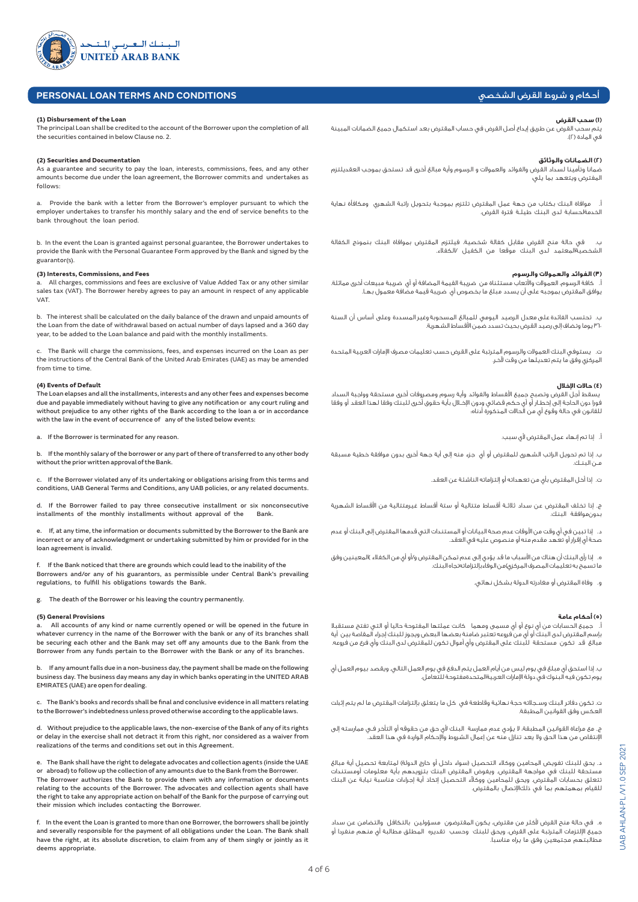# PERSONAL LOAN TERMS AND CONDITIONS

**(1) Disbursement of the Loan**

The principal Loan shall be credited to the account of the Borrower upon the completion of all the securities contained in below Clause no. 2.

**(2) Securities and Documentation**

As a guarantee and security to pay the loan, interests, commissions, fees, and any other amounts become due under the loan agreement, the Borrower commits and undertakes as follows:

a. Provide the bank with a letter from the Borrower's employer pursuant to which the employer undertakes to transfer his monthly salary and the end of service benefits to the bank throughout the loan period.

b. In the event the Loan is granted against personal guarantee, the Borrower undertakes to provide the Bank with the Personal Guarantee Form approved by the Bank and signed by the guarantor(s).

**(3) Interests, Commissions, and Fees**

a. All charges, commissions and fees are exclusive of Value Added Tax or any other similar sales tax (VAT). The Borrower hereby agrees to pay an amount in respect of any applicable VAT.

b. The interest shall be calculated on the daily balance of the drawn and unpaid amounts of the Loan from the date of withdrawal based on actual number of days lapsed and a 360 day year, to be added to the Loan balance and paid with the monthly installments.

c. The Bank will charge the commissions, fees, and expenses incurred on the Loan as per the instructions of the Central Bank of the United Arab Emirates (UAE) as may be amended from time to time.

**(4) Events of Default**

The Loan elapses and all the installments, interests and any other fees and expenses become due and payable immediately without having to give any notification or any court ruling and without prejudice to any other rights of the Bank according to the loan a or in accordance with the law in the event of occurrence of any of the listed below events:

a. If the Borrower is terminated for any reason.

b. If the monthly salary of the borrower or any part of there of transferred to any other body without the prior written approval of the Bank.

c. If the Borrower violated any of its undertaking or obligations arising from this terms and conditions, UAB General Terms and Conditions, any UAB policies, or any related documents.

d. If the Borrower failed to pay three consecutive installment or six nonconsecutive installments of the monthly installments without approval of the Bank.

e. If, at any time, the information or documents submitted by the Borrower to the Bank are incorrect or any of acknowledgment or undertaking submitted by him or provided for in the loan agreement is invalid.

f. If the Bank noticed that there are grounds which could lead to the inability of the Borrowers and/or any of his guarantors, as permissible under Central Bank's prevailing regulations, to fulfill his obligations towards the Bank.

g. The death of the Borrower or his leaving the country permanently.

**(5) General Provisions**

a. All accounts of any kind or name currently opened or will be opened in the future in whatever currency in the name of the Borrower with the bank or any of its branches shall be securing each other and the Bank may set off any amounts due to the Bank from the Borrower from any funds pertain to the Borrower with the Bank or any of its branches.

b. If any amount falls due in a non-business day, the payment shall be made on the following business day. The business day means any day in which banks operating in the UNITED ARAB EMIRATES (UAE) are open for dealing.

c. The Bank's books and records shall be final and conclusive evidence in all matters relating to the Borrower's indebtedness unless proved otherwise according to the applicable laws.

d. Without prejudice to the applicable laws, the non-exercise of the Bank of any of its rights or delay in the exercise shall not detract it from this right, nor considered as a waiver from realizations of the terms and conditions set out in this Agreement.

e. The Bank shall have the right to delegate advocates and collection agents (inside the UAE or abroad) to follow up the collection of any amounts due to the Bank from the Borrower. The Borrower authorizes the Bank to provide them with any information or documents relating to the accounts of the Borrower. The advocates and collection agents shall have the right to take any appropriate action on behalf of the Bank for the purpose of carrying out their mission which includes contacting the Borrower.

f. In the event the Loan is granted to more than one Borrower, the borrowers shall be jointly and severally responsible for the payment of all obligations under the Loan. The Bank shall have the right, at its absolute discretion, to claim from any of them singly or jointly as it deems appropriate.

# أحكام و شروط القرض الشخصي

**(١) سحب القرض**

يتم سحب القرض عن طريق إيداع أصل القرض في حساب المقترض بعد استكمال جميع الضمانات المبينة في المادة (٢).

**(٢) الضمانات والوثائق**

ضمانا وتأمينا لسداد القرض والفوائد والعمولات و الرسوم وأية مبالغ أخرى قد تستحق بموجب العقديلتزم المقترض ويتعهد بما يلي:

أ. موافاة البنك بكتاب من جهة عمل المقترض تلتزم بموجبة بتحويل راتبة الشهري ومكافأة نهاية الخدمةلحسابة لدى البنك طيلـة فترة القرض.

ب. في حالة منح القرض مقابل كفالة شخصية، فيلتزم المقترض بموافاة البنك بنموذج الكفالة الشخصيةالمعتمد لدى البنك موقعا من الكفيل /الكفلاء.

**(٣) الفوائد والعمولات والرسوم**

أ. كافة الرسوم، العمولات والأتعاب مستثناة من ضريبة القيمة المضافة أو أي ضريبة مبيعات أخرى مماثلة. يوافق المقترض بموجبه على أن يسدد مبلغ ما بخصوص أي ضريبة قيمة مضافة معمول بهـا.

ب. تحتسب الفائدة على معدل الرصيد اليومي للمبالغ المسحوبة وغير المسددة وعلى أساس أن السنة ٣٦٠ يوما وتضاف إلى رصيد القرض بحيث تسدد ضمن الأقساط الشهرية.

ت. يستوفي البنك العمولات والرسوم المترتبة على القرض حسب تعليمات مصرف الإمارات العربية المتحدة المركزي وفق ما يتم تعديلها من وقت لآخر.

**(٤) حالات الإخلال**

يسقط أجل القرض وتصبح جميع الأقساط والفوائد وأية رسوم ومصروفات أخرى مستحقة وواجبة السداد فورا دون الحاجة إلى إخطار أو أي حكم قضائي ودون الإخلال بأية حقوق أخرى للبنك وفقا لهذا العقد أو وفقا للقانون في حالة وقوع أي من الحالات المذكورة أدناه:

أ. إذا تم إنهاء عمل المقترض لأي سبب.

ب. إذا تم تحويل الراتب الشهري للمقترض أو أي جزء منه إلى أية جهة أخرى بدون موافقة خطية مسبقة مـن البنـك.

ت. إذا أخل المقترض بأي من تعهداته أو إلتزاماته الناشئة عن العقد.

ج. إذا تخلف المقترض عن سداد ثلاثة أقساط متتالية أو ستة أقساط غيرمتتالية من الأقساط الشهرية بدونموافقة البنك.

د. إذا تبين في أي وقت من الأوقات عدم صحة البيانات أو المستندات التي قدمها المقترض إلى البنك أو عدم صحة أي إقرار أو تعهد مقدم منه أو منصوص عليه في العقد.

ه. إذا رأى البنك أن هناك من الأسباب ما قد يؤدي إلى عدم تمكن المقترض و/أو أي من الكفلاء (المعينين وفق ما تسمح به تعليمات المصرف المركزي)من الوفاءبالتزاماتهاتجاه البنك.

و. وفاة المقترض أو مغادرته الدولة بشكل نهائي.

**(٥) أحكام عامة**

أ. جميع الحسابات من أي نوع أو أي مسمى ومهما كانت عملتها المفتوحة حاليا أو التي تفتح مستقبلا بإسم المقترض لدى البنك أو أي من فروعه تعتبر ضامنة بعضها البعض ويجوز للبنك إجراء المقاصة بين أية مبالغ قد تكون مستحقة للبنك على المقترض وأي أموال تكون للمقترض لدى البنك وأي فرع من فروعه.

ب. إذا استحق أي مبلغ في يوم ليس من أيام العمل يتم الدفع في يوم العمل التالي. ويقصد بيوم العمل أي يوم تكون فيه البنوك في دولة الإمارات العربيةالمتحدةمفتوحة للتعامل.

ت. تكون دفاتر البنك وسجلاته حجة نهائية وقاطعة في كل ما يتعلق بإلتزامات المقترض ما لم يتم إثبات العكس وفق القوانين المطبقة.

ج. مع مراعاة القوانين المطبقة، لا يؤدي عدم ممارسة البنك لأي حق من حقوقه أو التأخر فـي ممارسته إلى الإنتقاص من هذا الحق ولا يعد تنازل منه عن إعمال الشروط والأحكام الواردة في هذا العقد.

د. يحق للبنك تفويض المحامين ووكلاء التحصيل (سواء داخل أو خارج الدولة) لمتابعة تحصيل أية مبالغ مستحقة للبنك في مواجهة المقترض. ويفوض المقترض البنك بتزويدهم بأية معلومات أومستندات تتعلق بحسابات المقترض. ويحق للمحامين ووكلاء التحصيل إتخاذ أية إجراءات مناسبة نيابة عن البنك للقيام بمهمتهم بما في ذلكالإتصال بالمقترض.

ه. في حالة منح القرض لأكثر من مقترض، يكون المقترضون مسؤولين بالتكافل والتضامن عن سداد جميع الإلتزامات المترتبة على القرض. ويحق للبنك وحسب تقديره المطلق مطالبة أي منهم منفردا أو مطالبتهم مجتمعين وفق ما يراه مناسبا.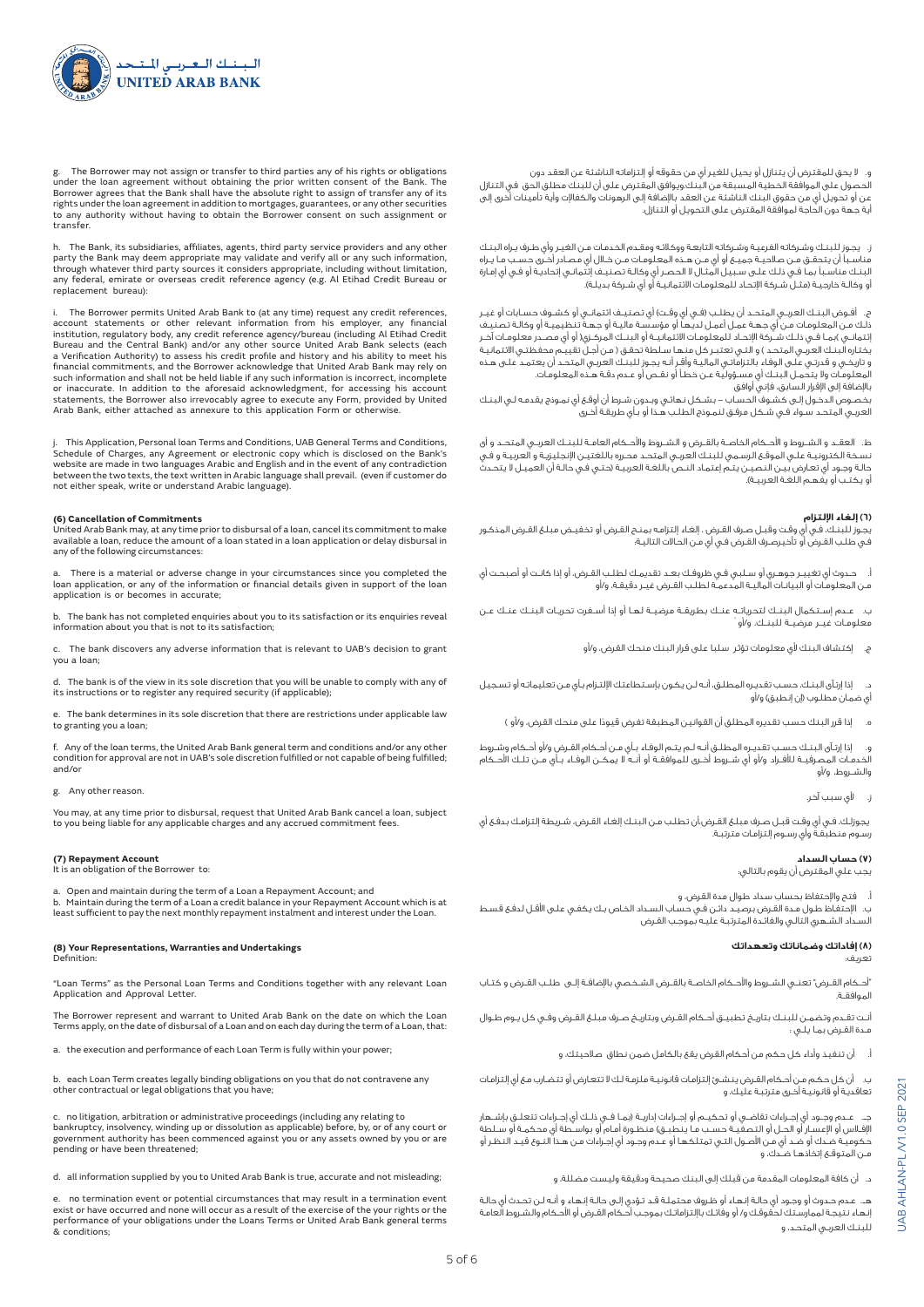g. The Borrower may not assign or transfer to third parties any of his rights or obligations under the loan agreement without obtaining the prior written consent of the Bank. The Borrower agrees that the Bank shall have the absolute right to assign of transfer any of its rights under the loan agreement in addition to mortgages, guarantees, or any other securities to any authority without having to obtain the Borrower consent on such assignment or transfer.

ز. لا يحق للمقترض أن يتنازل أو يحيل للغير أي من حقوقه أو إلتزاماته الناشئة عن العقد دون الحصول على الموافقة الخطية المسبقة من البنك ويوافق المقترض على أن للبنك مطلق الحق في التنازل عن أو تحويل أي من حقوق البنك الناشئة عن العقد بالإضافة إلى الرهونات والكفالات وأية تأمينات أخرى إلى أية جهة دون الحاجة لموافقة المقترض على التحويل أو التنازل.

h. The Bank, its subsidiaries, affiliates, agents, third party service providers and any other party the Bank may deem appropriate may validate and verify all or any such information, through whatever third party sources it considers appropriate, including without limitation, any federal, emirate or overseas credit reference agency (e.g. Al Etihad Credit Bureau or replacement bureau):

ح. يجوز للبنك وشركاته الفرعية وشركاته التابعة ووكلائه ومقدم الخدمات من الغير وأي طرف يراه البنك مناسباً أن يتحقق من صلاحية جميع أو أي من هذه المعلومات من خلال أي مصادر أخرى حسب ما يراه البنك مناسباً بما في ذلك على سبيل المثال لا الحصر أي وكالة تصنيف إئتماني إتحادية أو في أي إمارة أو وكالة خارجية (مثل شركة الإتحاد للمعلومات الائتمانية أو أي شركة بديلة).

i. The Borrower permits United Arab Bank to (at any time) request any credit references, account statements or other relevant information from his employer, any financial institution, regulatory body, any credit reference agency/bureau (including Al Etihad Credit Bureau and the Central Bank) and/or any other source United Arab Bank selects (each a Verification Authority) to assess his credit profile and history and his ability to meet his financial commitments, and the Borrower acknowledge that United Arab Bank may rely on such information and shall not be held liable if any such information is incorrect, incomplete or inaccurate. In addition to the aforesaid acknowledgment, for accessing his account statements, the Borrower also irrevocably agree to execute any Form, provided by United Arab Bank, either attached as annexure to this application Form or otherwise.

ط. أفوض البنك العربي المتحد أن يطلب (في أي وقت) أي تصنيف إئتماني أو كشوف حسابات أو غير ذلك من المعلومات من أي جهة عمل أعمل لديها أو مؤسسة مالية أو جهة تنظيمية أو وكالة تصنيف إئتماني (بما في ذلك شركة الإتحاد للمعلومات الائتمانية أو البنك المركزي) أو أي مصدر معلومات آخر يختاره البنك العربي المتحد ( والتي تعتبر كل منها سلطة تحقق ) من أجل تقييم محفظتي الائتمانية و تاريخي و قدرتي على الوفاء بالتزاماتي المالية وأقر أنه يجوز للبنك العربي المتحد أن يعتمد على هذه المعلومات ولا يتحمل البنك أي مسؤولية عن خطأ أو نقص أو عدم دقة هذه المعلومات.
بالإضافة إلى الإقرار السابق، فإنني أوافق
بخصوص الدخول إلى كشوف الحساب – بشكل نهائي وبدون شرط أن أوقع أي نموذج يقدمه لي البنك العربي المتحد سواء في شكل مرفق لنموذج الطلب هذا أو بأي طريقة أخرى

j. This Application, Personal loan Terms and Conditions, UAB General Terms and Conditions, Schedule of Charges, any Agreement or electronic copy which is disclosed on the Bank's website are made in two languages Arabic and English and in the event of any contradiction between the two texts, the text written in Arabic language shall prevail. (even if customer do not either speak, write or understand Arabic language).

ي. العقد و الشروط و الأحكام الخاصة بالقرض و الشروط والأحكام العامة للبنك العربي المتحد و أي نسخة الكترونية على الموقع الرسمي للبنك العربي المتحد محرره باللغتين الإنجليزية و العربية و في حالة وجود أي تعارض بين النصين يتم إعتماد النص باللغة العربية (حتى في حالة أن العميل لا يتحدث أو يكتب أو يفهم اللغة العربية).

## (6) Cancellation of Commitments

United Arab Bank may, at any time prior to disbursal of a loan, cancel its commitment to make available a loan, reduce the amount of a loan stated in a loan application or delay disbursal in any of the following circumstances:

## (٦) إلغاء الإلتزام

يجوز للبنك، في أي وقت وقبل صرف القرض ، إلغاء إلتزامه بمنح القرض أو تخفيض مبلغ القرض المذكور في طلب القرض أو تأخيرصرف القرض في أي من الحالات التالية:

a. There is a material or adverse change in your circumstances since you completed the loan application, or any of the information or financial details given in support of the loan application is or becomes in accurate;

أ. حدوث أي تغيير جوهري أو سلبي في ظروفك بعد تقديمك لطلب القرض، أو إذا كانت أو أصبحت أي من المعلومات أو البيانات المالية المدعمة لطلب القرض غير دقيقة، و/أو

b. The bank has not completed enquiries about you to its satisfaction or its enquires reveal information about you that is not to its satisfaction;

ب. عدم إستكمال البنك لتحرياته عنك بطريقة مرضية لها أو إذا أسفرت تحريات البنك عنك عن معلومات غير مرضية للبنك، و/أو

c. The bank discovers any adverse information that is relevant to UAB's decision to grant you a loan;

ج. إكتشاف البنك لأي معلومات تؤثر سلبا على قرار البنك منحك القرض، و/أو

d. The bank is of the view in its sole discretion that you will be unable to comply with any of its instructions or to register any required security (if applicable);

د. إذا إرتأى البنك، حسب تقديره المطلق، أنه لن يكون بإستطاعتك الإلتزام بأي من تعليماته أو تسجيل أي ضمان مطلوب (إن إنطبق) و/أو

e. The bank determines in its sole discretion that there are restrictions under applicable law to granting you a loan;

ه. إذا قرر البنك حسب تقديره المطلق أن القوانين المطبقة تفرض قيودا على منحك القرض، و/أو )

f. Any of the loan terms, the United Arab Bank general term and conditions and/or any other condition for approval are not in UAB's sole discretion fulfilled or not capable of being fulfilled; and/or

و. إذا إرتأى البنك حسب تقديره المطلق أنه لم يتم الوفاء بأي من أحكام القرض و/أو أحكام وشروط الخدمات المصرفية للأفراد و/أو أي شروط أخرى للموافقة أو أنه لا يمكن الوفاء بأي من تلك الأحكام والشروط، و/أو

g. Any other reason.

ز. لأي سبب آخر.

You may, at any time prior to disbursal, request that United Arab Bank cancel a loan, subject to you being liable for any applicable charges and any accrued commitment fees.

يجوزلك، في أي وقت قبل صرف مبلغ القرض،أن تطلب من البنك إلغاء القرض، شريطة إلتزامك بدفع أي رسوم منطبقة وأي رسوم إلتزامات مترتبة.

## (7) Repayment Account

It is an obligation of the Borrower to:

## (٧) حساب السداد

يجب على المقترض أن يقوم بالتالي:

a. Open and maintain during the term of a Loan a Repayment Account; and
b. Maintain during the term of a Loan a credit balance in your Repayment Account which is at least sufficient to pay the next monthly repayment instalment and interest under the Loan.

أ. فتح والإحتفاظ بحساب سداد طوال مدة القرض، و
ب. الإحتفاظ طول مدة القرض برصيد دائن في حساب السداد الخاص بك يكفي على الأقل لدفع قسط السداد الشهري التالي والفائدة المترتبة عليه بموجب القرض

## (8) Your Representations, Warranties and Undertakings

Definition:

## (٨) إفاداتك وضماناتك وتعهداتك

تعريف:

"Loan Terms" as the Personal Loan Terms and Conditions together with any relevant Loan Application and Approval Letter.

"أحكام القرض" تعني الشروط والأحكام الخاصة بالقرض الشخصي بالإضافة إلى طلب القرض و كتاب الموافقة.

The Borrower represent and warrant to United Arab Bank on the date on which the Loan Terms apply, on the date of disbursal of a Loan and on each day during the term of a Loan, that:

أنت تقدم وتضمن للبنك بتاريخ تطبيق أحكام القرض وبتاريخ صرف مبلغ القرض وفي كل يوم طوال مدة القرض بما يلي :

a. the execution and performance of each Loan Term is fully within your power;

أ. أن تنفيذ وأداء كل حكم من أحكام القرض يقع بالكامل ضمن نطاق صلاحيتك، و

b. each Loan Term creates legally binding obligations on you that do not contravene any other contractual or legal obligations that you have;

ب. أن كل حكم من أحكام القرض ينشئ إلتزامات قانونية ملزمة لك لا تتعارض أو تتضارب مع أي إلتزامات تعاقدية أو قانونية أخرى مترتبة عليك، و

c. no litigation, arbitration or administrative proceedings (including any relating to bankruptcy, insolvency, winding up or dissolution as applicable) before, by, or of any court or government authority has been commenced against you or any assets owned by you or are pending or have been threatened;

ج. عدم وجود أي إجراءات تقاضي أو تحكيم أو إجراءات إدارية (بما في ذلك أي إجراءات تتعلق بإشهار الإفلاس أو الإعسار أو الحل أو التصفية حسب ما ينطبق) منظورة أمام أو بواسطة أي محكمة أو سلطة حكومية ضدك أو ضد أي من الأصول التي تمتلكها أو عدم وجود أي إجراءات من هذا النوع قيد النظر أو من المتوقع إتخاذها ضدك، و

d. all information supplied by you to United Arab Bank is true, accurate and not misleading;

د. أن كافة المعلومات المقدمة من قبلك إلى البنك صحيحة ودقيقة وليست مضللة، و

e. no termination event or potential circumstances that may result in a termination event exist or have occurred and none will occur as a result of the exercise of the your rights or the performance of your obligations under the Loans Terms or United Arab Bank general terms & conditions;

هـ. عدم حدوث أو وجود أي حالة إنهاء أو ظروف محتملة قد تؤدي إلى حالة إنهاء و أنه لن تحدث أي حالة إنهاء نتيجة لممارستك لحقوقك و/ أو وفائك بإلتزاماتك بموجب أحكام القرض أو الأحكام والشروط العامة للبنك العربي المتحد، و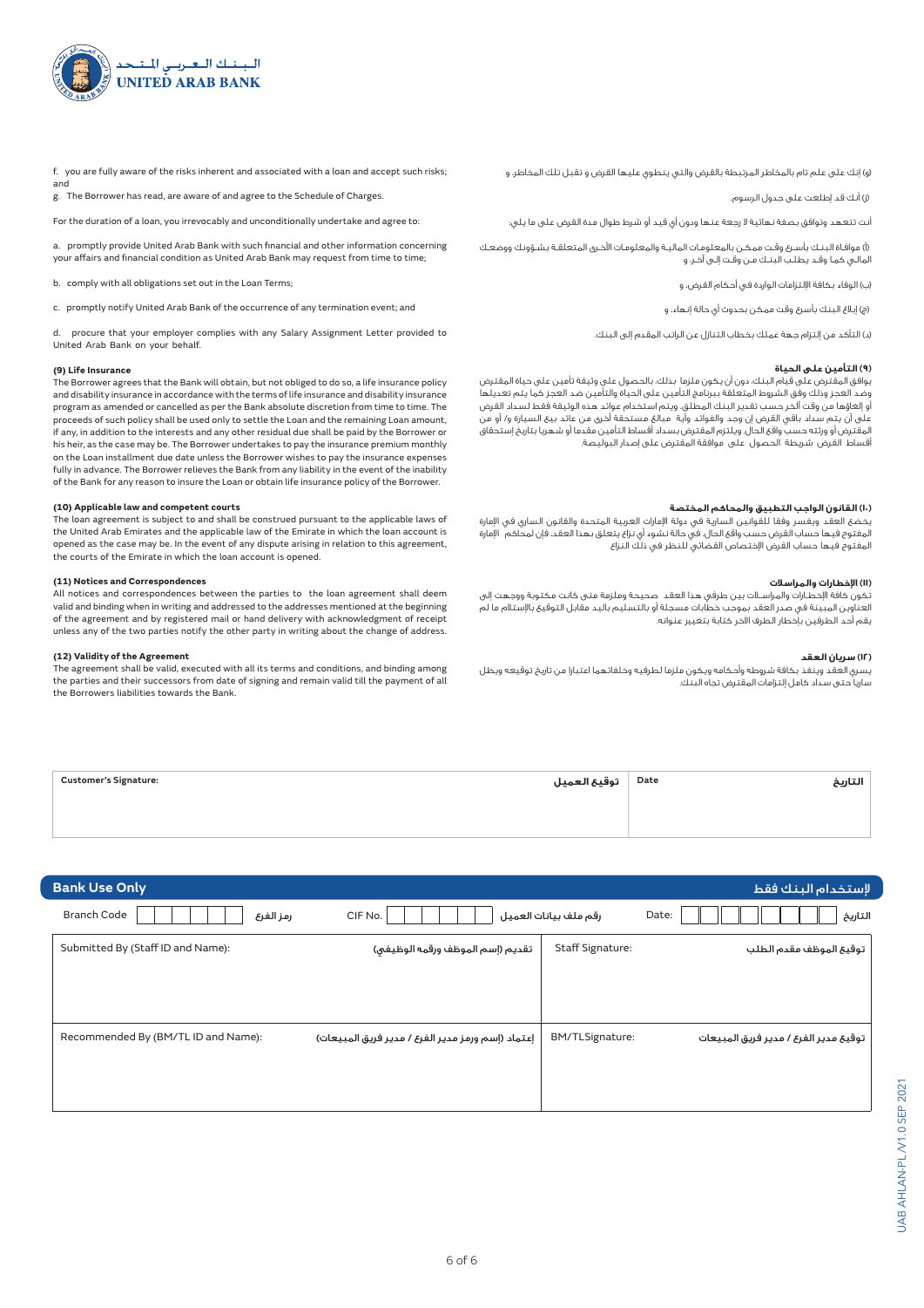f. you are fully aware of the risks inherent and associated with a loan and accept such risks; and

g. The Borrower has read, are aware of and agree to the Schedule of Charges.

For the duration of a loan, you irrevocably and unconditionally undertake and agree to:

a. promptly provide United Arab Bank with such financial and other information concerning your affairs and financial condition as United Arab Bank may request from time to time;

b. comply with all obligations set out in the Loan Terms;

c. promptly notify United Arab Bank of the occurrence of any termination event; and

d. procure that your employer complies with any Salary Assignment Letter provided to United Arab Bank on your behalf.

**(9) Life Insurance**

The Borrower agrees that the Bank will obtain, but not obliged to do so, a life insurance policy and disability insurance in accordance with the terms of life insurance and disability insurance program as amended or cancelled as per the Bank absolute discretion from time to time. The proceeds of such policy shall be used only to settle the Loan and the remaining Loan amount, if any, in addition to the interests and any other residual due shall be paid by the Borrower or his heir, as the case may be. The Borrower undertakes to pay the insurance premium monthly on the Loan installment due date unless the Borrower wishes to pay the insurance expenses fully in advance. The Borrower relieves the Bank from any liability in the event of the inability of the Bank for any reason to insure the Loan or obtain life insurance policy of the Borrower.

**(10) Applicable law and competent courts**

The loan agreement is subject to and shall be construed pursuant to the applicable laws of the United Arab Emirates and the applicable law of the Emirate in which the loan account is opened as the case may be. In the event of any dispute arising in relation to this agreement, the courts of the Emirate in which the loan account is opened.

**(11) Notices and Correspondences**

All notices and correspondences between the parties to the loan agreement shall deem valid and binding when in writing and addressed to the addresses mentioned at the beginning of the agreement and by registered mail or hand delivery with acknowledgment of receipt unless any of the two parties notify the other party in writing about the change of address.

**(12) Validity of the Agreement**

The agreement shall be valid, executed with all its terms and conditions, and binding among the parties and their successors from date of signing and remain valid till the payment of all the Borrowers liabilities towards the Bank.

(و) إنك على علم تام بالمخاطر المرتبطة بالقرض والتي ينطوي عليها القرض و تقبل تلك المخاطر و

(ز) أنك قد إطلعت على جدول الرسوم.

أنت تتعهد وتوافق بصفة نهائية لا رجعة عنها ودون أي قيد أو شرط طوال مدة القرض على ما يلي:

(أ) موافاة البنك بأسرع وقت ممكن بالمعلومات المالية والمعلومات الأخرى المتعلقة بشؤونك ووضعك المالي كما وقد يطلب البنك من وقت إلى آخر، و

(ب) الوفاء بكافة الإلتزامات الواردة في أحكام القرض، و

(ج) إبلاغ البنك بأسرع وقت ممكن بحدوث أي حالة إنهاء، و

(د) التأكد من إلتزام جهة عملك بخطاب التنازل عن الراتب المقدم إلى البنك.

**(٩) التأمين على الحياة**

يوافق المقترض على قيام البنك، دون أن يكون ملزما بذلك، بالحصول على وثيقة تأمين على حياة المقترض وضد العجز وذلك وفق الشروط المتعلقة ببرنامج التأمين على الحياة والتأمين ضد العجز كما يتم تعديلها أو إلغاؤها من وقت لآخر حسب تقدير البنك المطلق. ويتم استخدام عوائد هذه الوثيقة فقط لسداد القرض على أن يتم سداد باقي القرض إن وجد والفوائد وأية مبالغ مستحقة أخرى من عائد بيع السيارة و/ أو من المقترض أو ورثته حسب واقع الحال، ويلتزم المقترض بسداد أقساط التأمين مقدما أو شهريا بتاريخ إستحقاق أقساط القرض شريطة الحصول على موافقة المقترض على إصدار البوليصة.

**(١٠) القانون الواجب التطبيق والمحاكم المختصة**

يخضع العقد ويفسر وفقا للقوانين السارية في دولة الإمارات العربية المتحدة والقانون الساري في الإمارة المفتوح فيها حساب القرض حسب واقع الحال. في حالة نشوء أي نزاع يتعلق بهذا العقد، فإن لمحاكم الإمارة المفتوح فيها حساب القرض الإختصاص القضائي للنظر في ذلك النزاع

**(١١) الإخطارات والمراسلات**

تكون كافة الإخطارات والمراسلات بين طرفي هذا العقد صحيحة وملزمة متى كانت مكتوبة ووجهت إلى العناوين المبينة في صدر العقد بموجب خطابات مسجلة أو بالتسليم باليد مقابل التوقيع بالإستلام ما لم يقم أحد الطرفين بإخطار الطرف الآخر كتابة بتغيير عنوانه.

**(١٢) سريان العقد**

يسري العقد وينفذ بكافة شروطه وأحكامه ويكون ملزما لطرفيه وخلفائهما اعتبارا من تاريخ توقيعه ويظل ساريا حتى سداد كامل إلتزامات المقترض تجاه البنك.

| Customer's Signature: توقيع العميل | Date التاريخ |
|---|---|
| | |

**Bank Use Only** **إستخدام البنك فقط**

| | | | | | |
|---|---|---|---|---|---|
| Branch Code | رمز الفرع | CIF No. | رقم ملف بيانات العميل | Date: | التاريخ |
| Submitted By (Staff ID and Name): | تقديم (إسم الموظف ورقمه الوظيفي) | | Staff Signature: | توقيع الموظف مقدم الطلب | |
| Recommended By (BM/TL ID and Name): | إعتماد (إسم ورمز مدير الفرع / مدير فريق المبيعات) | | BM/TLSignature: | توقيع مدير الفرع / مدير فريق المبيعات | |

UAB AHLAN-PL /V1.0 SEP 2021